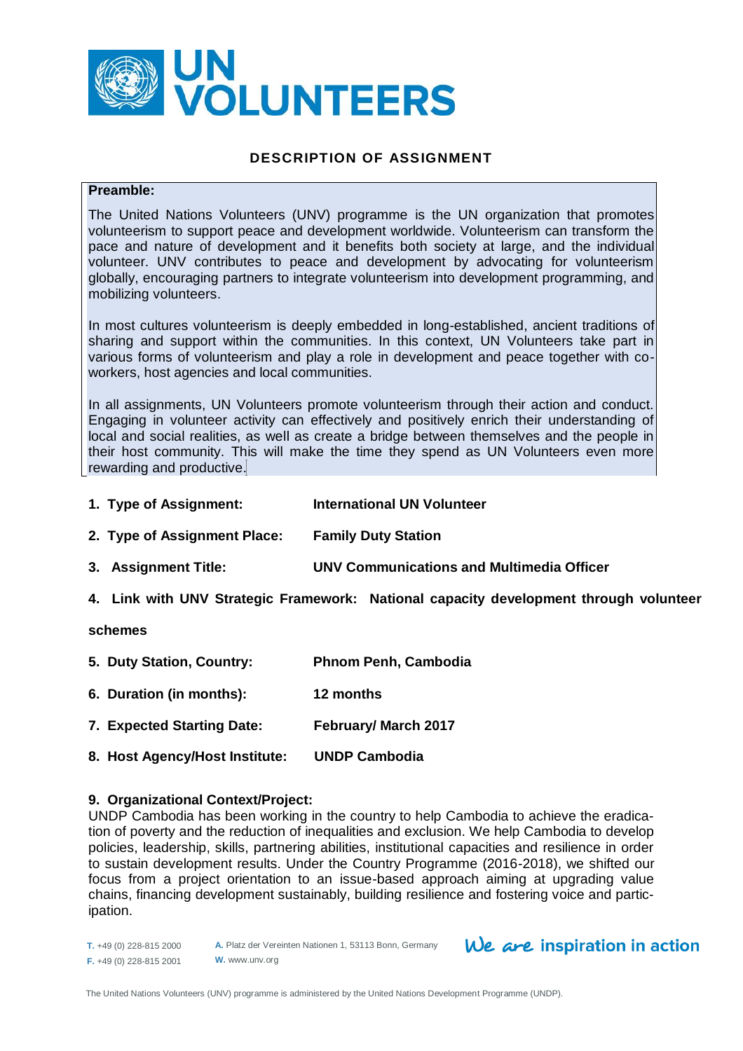# UN VOLUNTEERS

## DESCRIPTION OF ASSIGNMENT

**Preamble:**

The United Nations Volunteers (UNV) programme is the UN organization that promotes volunteerism to support peace and development worldwide. Volunteerism can transform the pace and nature of development and it benefits both society at large, and the individual volunteer. UNV contributes to peace and development by advocating for volunteerism globally, encouraging partners to integrate volunteerism into development programming, and mobilizing volunteers.

In most cultures volunteerism is deeply embedded in long-established, ancient traditions of sharing and support within the communities. In this context, UN Volunteers take part in various forms of volunteerism and play a role in development and peace together with co-workers, host agencies and local communities.

In all assignments, UN Volunteers promote volunteerism through their action and conduct. Engaging in volunteer activity can effectively and positively enrich their understanding of local and social realities, as well as create a bridge between themselves and the people in their host community. This will make the time they spend as UN Volunteers even more rewarding and productive.

1. **Type of Assignment:** **International UN Volunteer**
2. **Type of Assignment Place:** **Family Duty Station**
3. **Assignment Title:** **UNV Communications and Multimedia Officer**
4. **Link with UNV Strategic Framework:** **National capacity development through volunteer schemes**
5. **Duty Station, Country:** **Phnom Penh, Cambodia**
6. **Duration (in months):** **12 months**
7. **Expected Starting Date:** **February/ March 2017**
8. **Host Agency/Host Institute:** **UNDP Cambodia**

### 9. Organizational Context/Project:

UNDP Cambodia has been working in the country to help Cambodia to achieve the eradication of poverty and the reduction of inequalities and exclusion. We help Cambodia to develop policies, leadership, skills, partnering abilities, institutional capacities and resilience in order to sustain development results. Under the Country Programme (2016-2018), we shifted our focus from a project orientation to an issue-based approach aiming at upgrading value chains, financing development sustainably, building resilience and fostering voice and participation.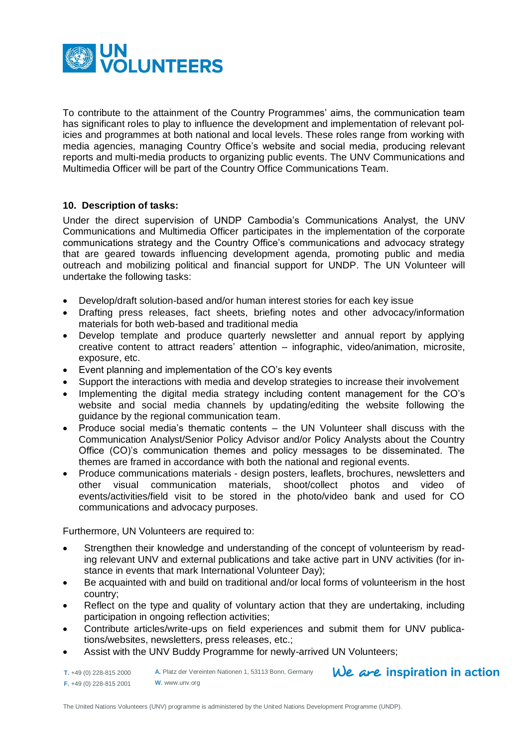To contribute to the attainment of the Country Programmes' aims, the communication team has significant roles to play to influence the development and implementation of relevant policies and programmes at both national and local levels. These roles range from working with media agencies, managing Country Office's website and social media, producing relevant reports and multi-media products to organizing public events. The UNV Communications and Multimedia Officer will be part of the Country Office Communications Team.

## 10. Description of tasks:

Under the direct supervision of UNDP Cambodia's Communications Analyst, the UNV Communications and Multimedia Officer participates in the implementation of the corporate communications strategy and the Country Office's communications and advocacy strategy that are geared towards influencing development agenda, promoting public and media outreach and mobilizing political and financial support for UNDP. The UN Volunteer will undertake the following tasks:

- Develop/draft solution-based and/or human interest stories for each key issue
- Drafting press releases, fact sheets, briefing notes and other advocacy/information materials for both web-based and traditional media
- Develop template and produce quarterly newsletter and annual report by applying creative content to attract readers' attention – infographic, video/animation, microsite, exposure, etc.
- Event planning and implementation of the CO's key events
- Support the interactions with media and develop strategies to increase their involvement
- Implementing the digital media strategy including content management for the CO's website and social media channels by updating/editing the website following the guidance by the regional communication team.
- Produce social media's thematic contents – the UN Volunteer shall discuss with the Communication Analyst/Senior Policy Advisor and/or Policy Analysts about the Country Office (CO)'s communication themes and policy messages to be disseminated. The themes are framed in accordance with both the national and regional events.
- Produce communications materials - design posters, leaflets, brochures, newsletters and other visual communication materials, shoot/collect photos and video of events/activities/field visit to be stored in the photo/video bank and used for CO communications and advocacy purposes.

Furthermore, UN Volunteers are required to:

- Strengthen their knowledge and understanding of the concept of volunteerism by reading relevant UNV and external publications and take active part in UNV activities (for instance in events that mark International Volunteer Day);
- Be acquainted with and build on traditional and/or local forms of volunteerism in the host country;
- Reflect on the type and quality of voluntary action that they are undertaking, including participation in ongoing reflection activities;
- Contribute articles/write-ups on field experiences and submit them for UNV publications/websites, newsletters, press releases, etc.;
- Assist with the UNV Buddy Programme for newly-arrived UN Volunteers;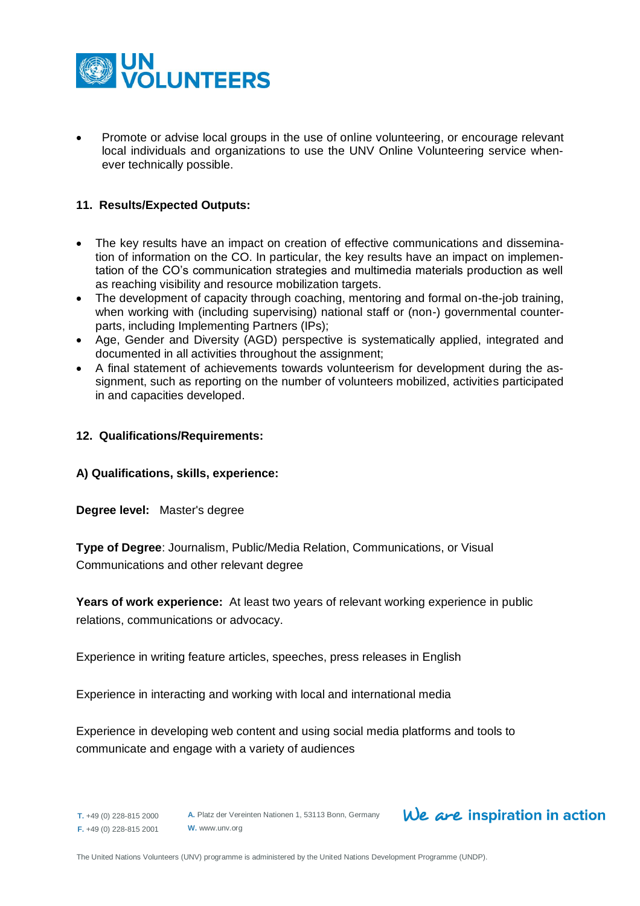- Promote or advise local groups in the use of online volunteering, or encourage relevant local individuals and organizations to use the UNV Online Volunteering service whenever technically possible.

**11. Results/Expected Outputs:**

- The key results have an impact on creation of effective communications and dissemination of information on the CO. In particular, the key results have an impact on implementation of the CO's communication strategies and multimedia materials production as well as reaching visibility and resource mobilization targets.
- The development of capacity through coaching, mentoring and formal on-the-job training, when working with (including supervising) national staff or (non-) governmental counterparts, including Implementing Partners (IPs);
- Age, Gender and Diversity (AGD) perspective is systematically applied, integrated and documented in all activities throughout the assignment;
- A final statement of achievements towards volunteerism for development during the assignment, such as reporting on the number of volunteers mobilized, activities participated in and capacities developed.

**12. Qualifications/Requirements:**

**A) Qualifications, skills, experience:**

**Degree level:** Master's degree

**Type of Degree**: Journalism, Public/Media Relation, Communications, or Visual Communications and other relevant degree

**Years of work experience:** At least two years of relevant working experience in public relations, communications or advocacy.

Experience in writing feature articles, speeches, press releases in English

Experience in interacting and working with local and international media

Experience in developing web content and using social media platforms and tools to communicate and engage with a variety of audiences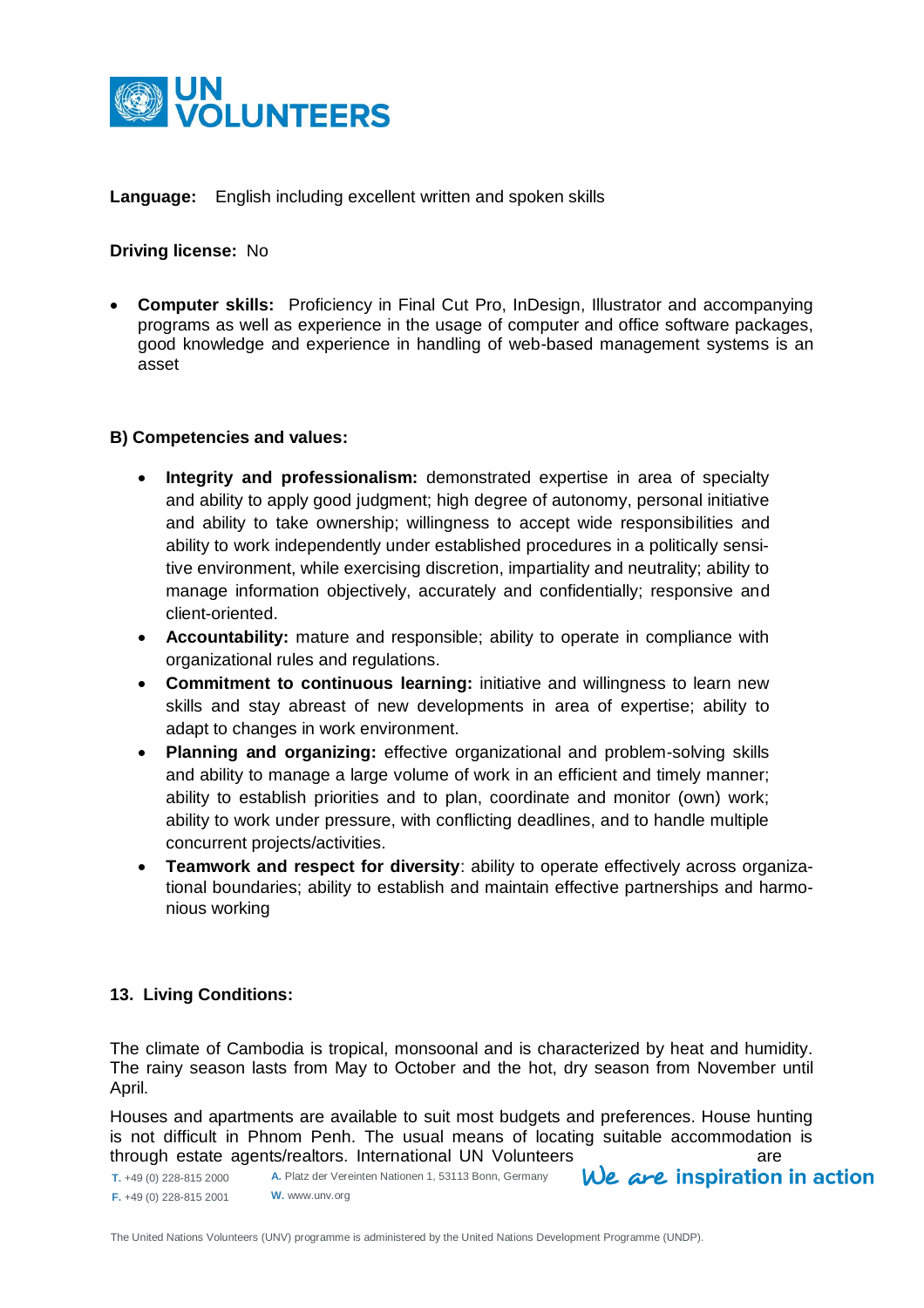**Language:** English including excellent written and spoken skills

**Driving license:** No

- **Computer skills:** Proficiency in Final Cut Pro, InDesign, Illustrator and accompanying programs as well as experience in the usage of computer and office software packages, good knowledge and experience in handling of web-based management systems is an asset

**B) Competencies and values:**

- **Integrity and professionalism:** demonstrated expertise in area of specialty and ability to apply good judgment; high degree of autonomy, personal initiative and ability to take ownership; willingness to accept wide responsibilities and ability to work independently under established procedures in a politically sensitive environment, while exercising discretion, impartiality and neutrality; ability to manage information objectively, accurately and confidentially; responsive and client-oriented.
- **Accountability:** mature and responsible; ability to operate in compliance with organizational rules and regulations.
- **Commitment to continuous learning:** initiative and willingness to learn new skills and stay abreast of new developments in area of expertise; ability to adapt to changes in work environment.
- **Planning and organizing:** effective organizational and problem-solving skills and ability to manage a large volume of work in an efficient and timely manner; ability to establish priorities and to plan, coordinate and monitor (own) work; ability to work under pressure, with conflicting deadlines, and to handle multiple concurrent projects/activities.
- **Teamwork and respect for diversity**: ability to operate effectively across organizational boundaries; ability to establish and maintain effective partnerships and harmonious working

**13. Living Conditions:**

The climate of Cambodia is tropical, monsoonal and is characterized by heat and humidity. The rainy season lasts from May to October and the hot, dry season from November until April.

Houses and apartments are available to suit most budgets and preferences. House hunting is not difficult in Phnom Penh. The usual means of locating suitable accommodation is through estate agents/realtors. International UN Volunteers are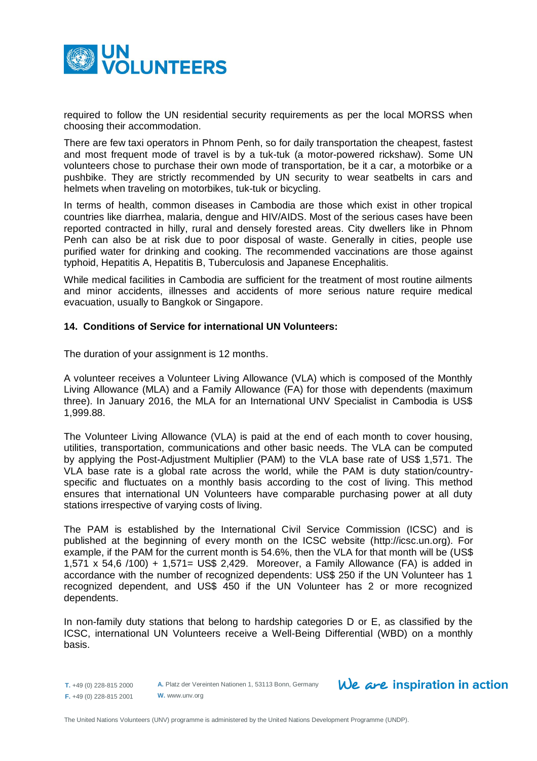required to follow the UN residential security requirements as per the local MORSS when choosing their accommodation.

There are few taxi operators in Phnom Penh, so for daily transportation the cheapest, fastest and most frequent mode of travel is by a tuk-tuk (a motor-powered rickshaw). Some UN volunteers chose to purchase their own mode of transportation, be it a car, a motorbike or a pushbike. They are strictly recommended by UN security to wear seatbelts in cars and helmets when traveling on motorbikes, tuk-tuk or bicycling.

In terms of health, common diseases in Cambodia are those which exist in other tropical countries like diarrhea, malaria, dengue and HIV/AIDS. Most of the serious cases have been reported contracted in hilly, rural and densely forested areas. City dwellers like in Phnom Penh can also be at risk due to poor disposal of waste. Generally in cities, people use purified water for drinking and cooking. The recommended vaccinations are those against typhoid, Hepatitis A, Hepatitis B, Tuberculosis and Japanese Encephalitis.

While medical facilities in Cambodia are sufficient for the treatment of most routine ailments and minor accidents, illnesses and accidents of more serious nature require medical evacuation, usually to Bangkok or Singapore.

### 14. Conditions of Service for international UN Volunteers:

The duration of your assignment is 12 months.

A volunteer receives a Volunteer Living Allowance (VLA) which is composed of the Monthly Living Allowance (MLA) and a Family Allowance (FA) for those with dependents (maximum three). In January 2016, the MLA for an International UNV Specialist in Cambodia is US$ 1,999.88.

The Volunteer Living Allowance (VLA) is paid at the end of each month to cover housing, utilities, transportation, communications and other basic needs. The VLA can be computed by applying the Post-Adjustment Multiplier (PAM) to the VLA base rate of US$ 1,571. The VLA base rate is a global rate across the world, while the PAM is duty station/country-specific and fluctuates on a monthly basis according to the cost of living. This method ensures that international UN Volunteers have comparable purchasing power at all duty stations irrespective of varying costs of living.

The PAM is established by the International Civil Service Commission (ICSC) and is published at the beginning of every month on the ICSC website (http://icsc.un.org). For example, if the PAM for the current month is 54.6%, then the VLA for that month will be (US$ 1,571 x 54,6 /100) + 1,571= US$ 2,429. Moreover, a Family Allowance (FA) is added in accordance with the number of recognized dependents: US$ 250 if the UN Volunteer has 1 recognized dependent, and US$ 450 if the UN Volunteer has 2 or more recognized dependents.

In non-family duty stations that belong to hardship categories D or E, as classified by the ICSC, international UN Volunteers receive a Well-Being Differential (WBD) on a monthly basis.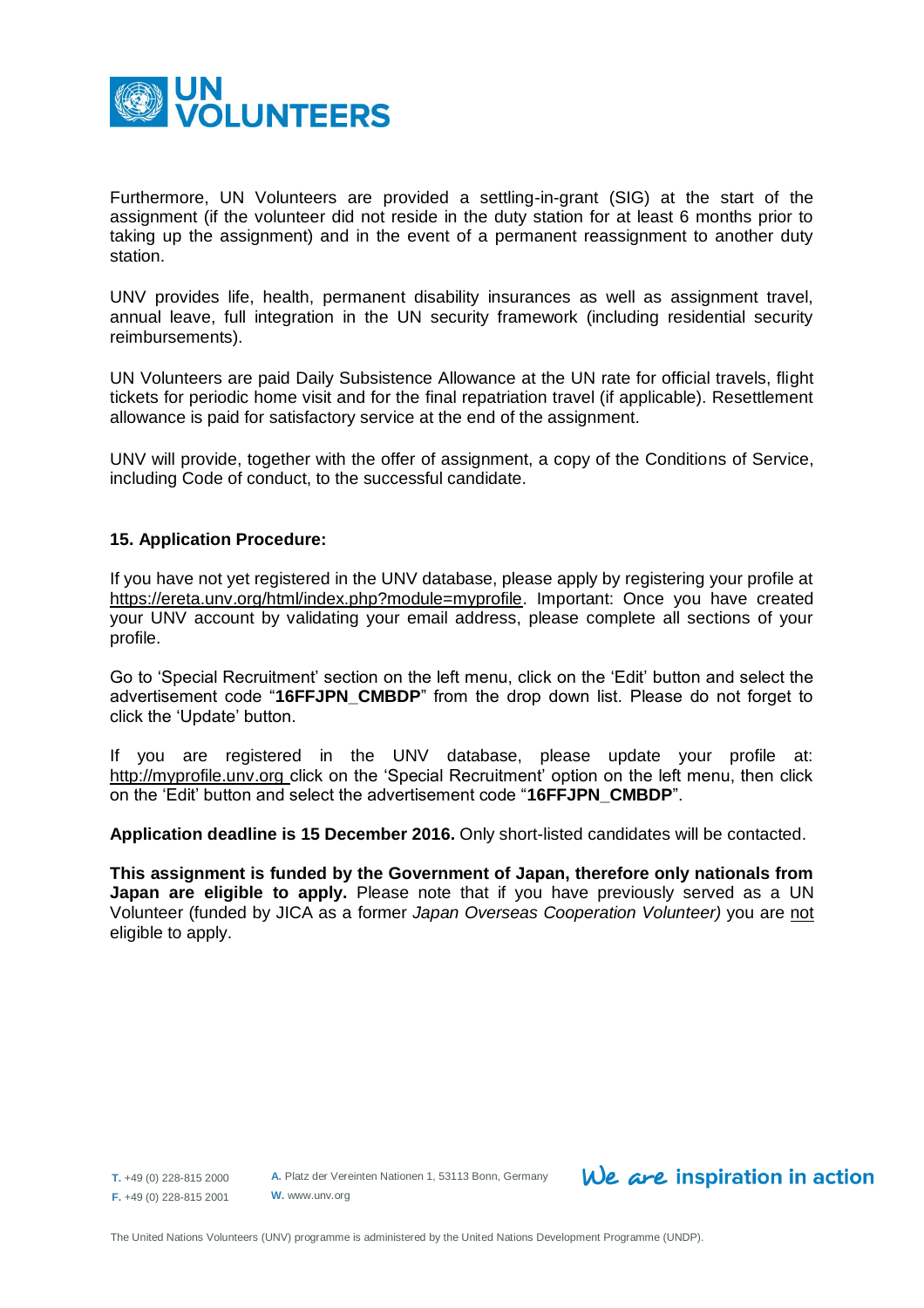Furthermore, UN Volunteers are provided a settling-in-grant (SIG) at the start of the assignment (if the volunteer did not reside in the duty station for at least 6 months prior to taking up the assignment) and in the event of a permanent reassignment to another duty station.

UNV provides life, health, permanent disability insurances as well as assignment travel, annual leave, full integration in the UN security framework (including residential security reimbursements).

UN Volunteers are paid Daily Subsistence Allowance at the UN rate for official travels, flight tickets for periodic home visit and for the final repatriation travel (if applicable). Resettlement allowance is paid for satisfactory service at the end of the assignment.

UNV will provide, together with the offer of assignment, a copy of the Conditions of Service, including Code of conduct, to the successful candidate.

**15. Application Procedure:**

If you have not yet registered in the UNV database, please apply by registering your profile at https://ereta.unv.org/html/index.php?module=myprofile. Important: Once you have created your UNV account by validating your email address, please complete all sections of your profile.

Go to 'Special Recruitment' section on the left menu, click on the 'Edit' button and select the advertisement code "**16FFJPN_CMBDP**" from the drop down list. Please do not forget to click the 'Update' button.

If you are registered in the UNV database, please update your profile at: http://myprofile.unv.org click on the 'Special Recruitment' option on the left menu, then click on the 'Edit' button and select the advertisement code "**16FFJPN_CMBDP**".

**Application deadline is 15 December 2016.** Only short-listed candidates will be contacted.

**This assignment is funded by the Government of Japan, therefore only nationals from Japan are eligible to apply.** Please note that if you have previously served as a UN Volunteer (funded by JICA as a former *Japan Overseas Cooperation Volunteer)* you are not eligible to apply.